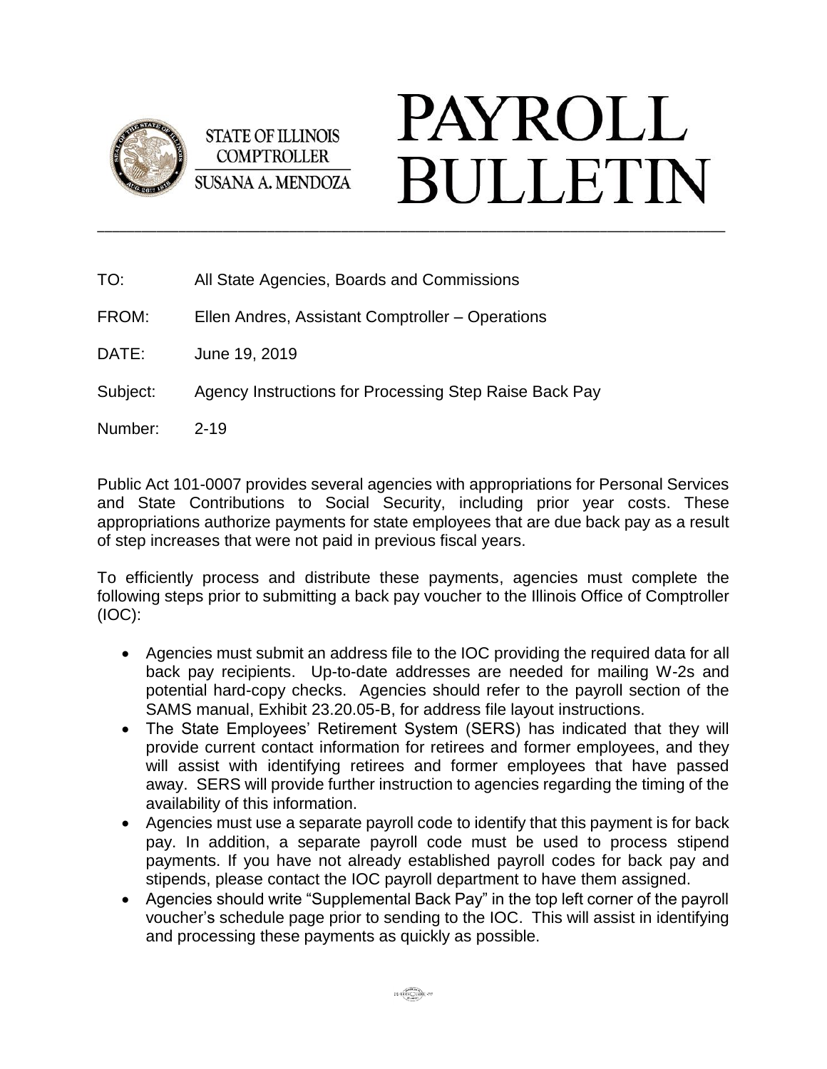STATE OF ILLINOIS
COMPTROLLER
SUSANA A. MENDOZA

# PAYROLL BULLETIN

---

TO: All State Agencies, Boards and Commissions

FROM: Ellen Andres, Assistant Comptroller – Operations

DATE: June 19, 2019

Subject: Agency Instructions for Processing Step Raise Back Pay

Number: 2-19

Public Act 101-0007 provides several agencies with appropriations for Personal Services and State Contributions to Social Security, including prior year costs. These appropriations authorize payments for state employees that are due back pay as a result of step increases that were not paid in previous fiscal years.

To efficiently process and distribute these payments, agencies must complete the following steps prior to submitting a back pay voucher to the Illinois Office of Comptroller (IOC):

- Agencies must submit an address file to the IOC providing the required data for all back pay recipients. Up-to-date addresses are needed for mailing W-2s and potential hard-copy checks. Agencies should refer to the payroll section of the SAMS manual, Exhibit 23.20.05-B, for address file layout instructions.
- The State Employees' Retirement System (SERS) has indicated that they will provide current contact information for retirees and former employees, and they will assist with identifying retirees and former employees that have passed away. SERS will provide further instruction to agencies regarding the timing of the availability of this information.
- Agencies must use a separate payroll code to identify that this payment is for back pay. In addition, a separate payroll code must be used to process stipend payments. If you have not already established payroll codes for back pay and stipends, please contact the IOC payroll department to have them assigned.
- Agencies should write "Supplemental Back Pay" in the top left corner of the payroll voucher's schedule page prior to sending to the IOC. This will assist in identifying and processing these payments as quickly as possible.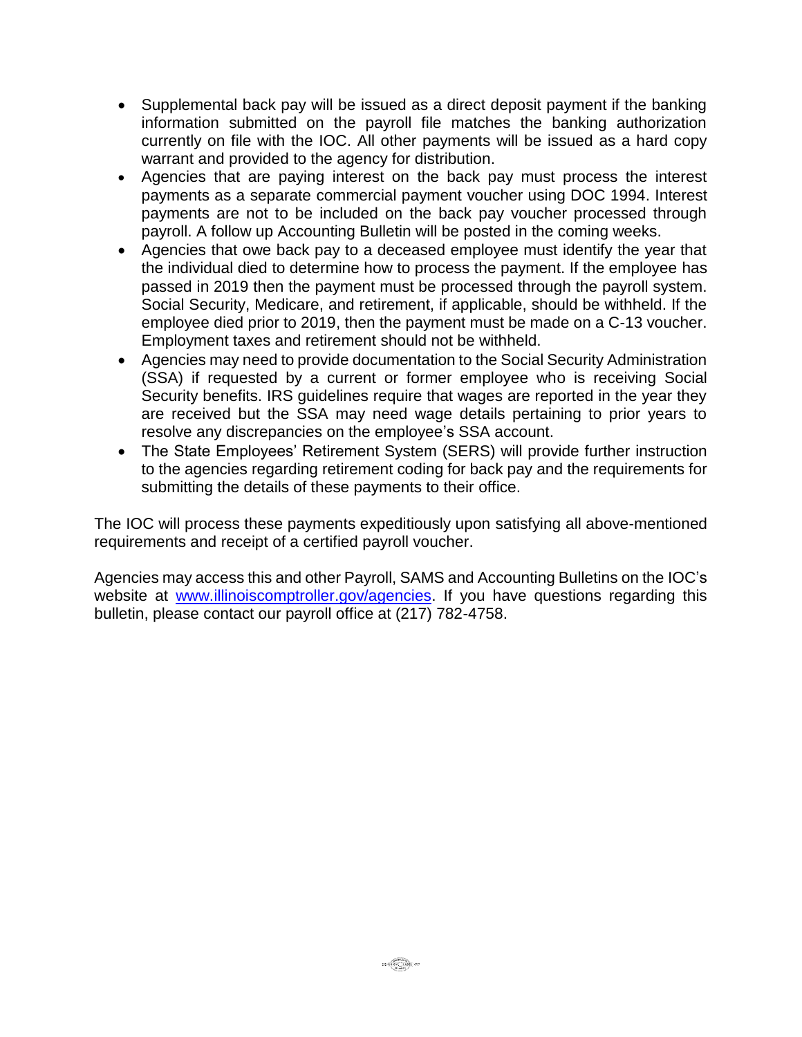- Supplemental back pay will be issued as a direct deposit payment if the banking information submitted on the payroll file matches the banking authorization currently on file with the IOC. All other payments will be issued as a hard copy warrant and provided to the agency for distribution.
- Agencies that are paying interest on the back pay must process the interest payments as a separate commercial payment voucher using DOC 1994. Interest payments are not to be included on the back pay voucher processed through payroll. A follow up Accounting Bulletin will be posted in the coming weeks.
- Agencies that owe back pay to a deceased employee must identify the year that the individual died to determine how to process the payment. If the employee has passed in 2019 then the payment must be processed through the payroll system. Social Security, Medicare, and retirement, if applicable, should be withheld. If the employee died prior to 2019, then the payment must be made on a C-13 voucher. Employment taxes and retirement should not be withheld.
- Agencies may need to provide documentation to the Social Security Administration (SSA) if requested by a current or former employee who is receiving Social Security benefits. IRS guidelines require that wages are reported in the year they are received but the SSA may need wage details pertaining to prior years to resolve any discrepancies on the employee's SSA account.
- The State Employees' Retirement System (SERS) will provide further instruction to the agencies regarding retirement coding for back pay and the requirements for submitting the details of these payments to their office.

The IOC will process these payments expeditiously upon satisfying all above-mentioned requirements and receipt of a certified payroll voucher.

Agencies may access this and other Payroll, SAMS and Accounting Bulletins on the IOC's website at [www.illinoiscomptroller.gov/agencies](http://www.illinoiscomptroller.gov/agencies). If you have questions regarding this bulletin, please contact our payroll office at (217) 782-4758.